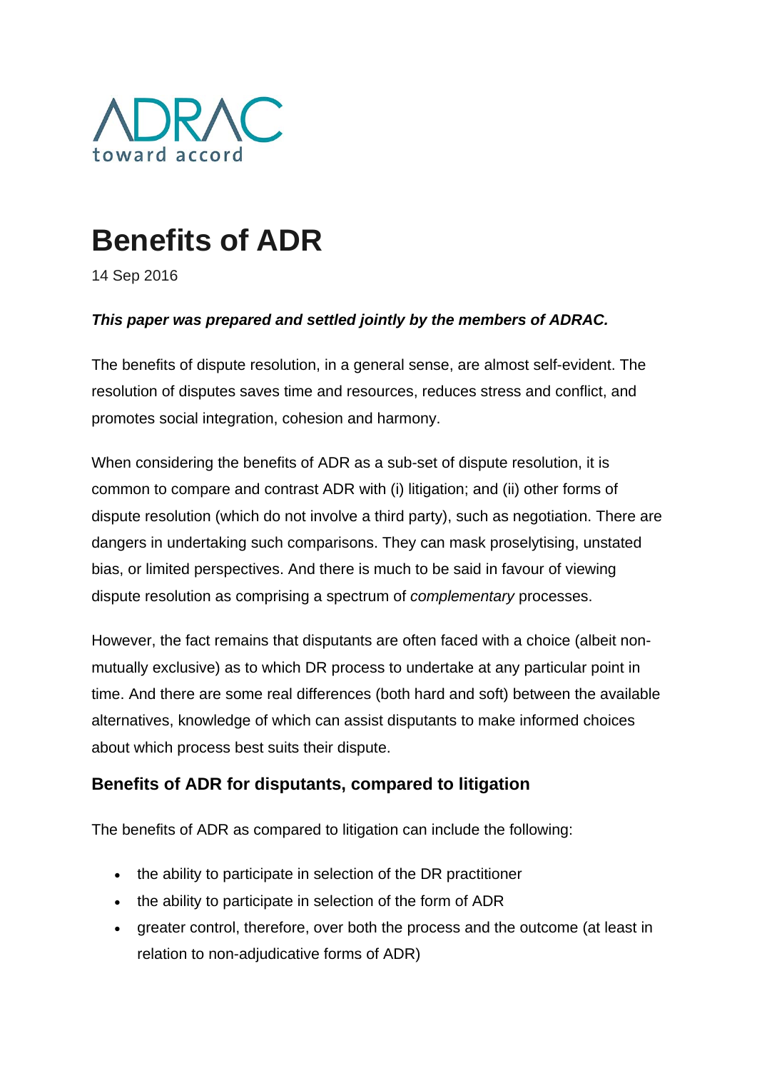ADRAC
toward accord

# Benefits of ADR

14 Sep 2016

***This paper was prepared and settled jointly by the members of ADRAC.***

The benefits of dispute resolution, in a general sense, are almost self-evident. The resolution of disputes saves time and resources, reduces stress and conflict, and promotes social integration, cohesion and harmony.

When considering the benefits of ADR as a sub-set of dispute resolution, it is common to compare and contrast ADR with (i) litigation; and (ii) other forms of dispute resolution (which do not involve a third party), such as negotiation. There are dangers in undertaking such comparisons. They can mask proselytising, unstated bias, or limited perspectives. And there is much to be said in favour of viewing dispute resolution as comprising a spectrum of *complementary* processes.

However, the fact remains that disputants are often faced with a choice (albeit non-mutually exclusive) as to which DR process to undertake at any particular point in time. And there are some real differences (both hard and soft) between the available alternatives, knowledge of which can assist disputants to make informed choices about which process best suits their dispute.

## Benefits of ADR for disputants, compared to litigation

The benefits of ADR as compared to litigation can include the following:

- the ability to participate in selection of the DR practitioner
- the ability to participate in selection of the form of ADR
- greater control, therefore, over both the process and the outcome (at least in relation to non-adjudicative forms of ADR)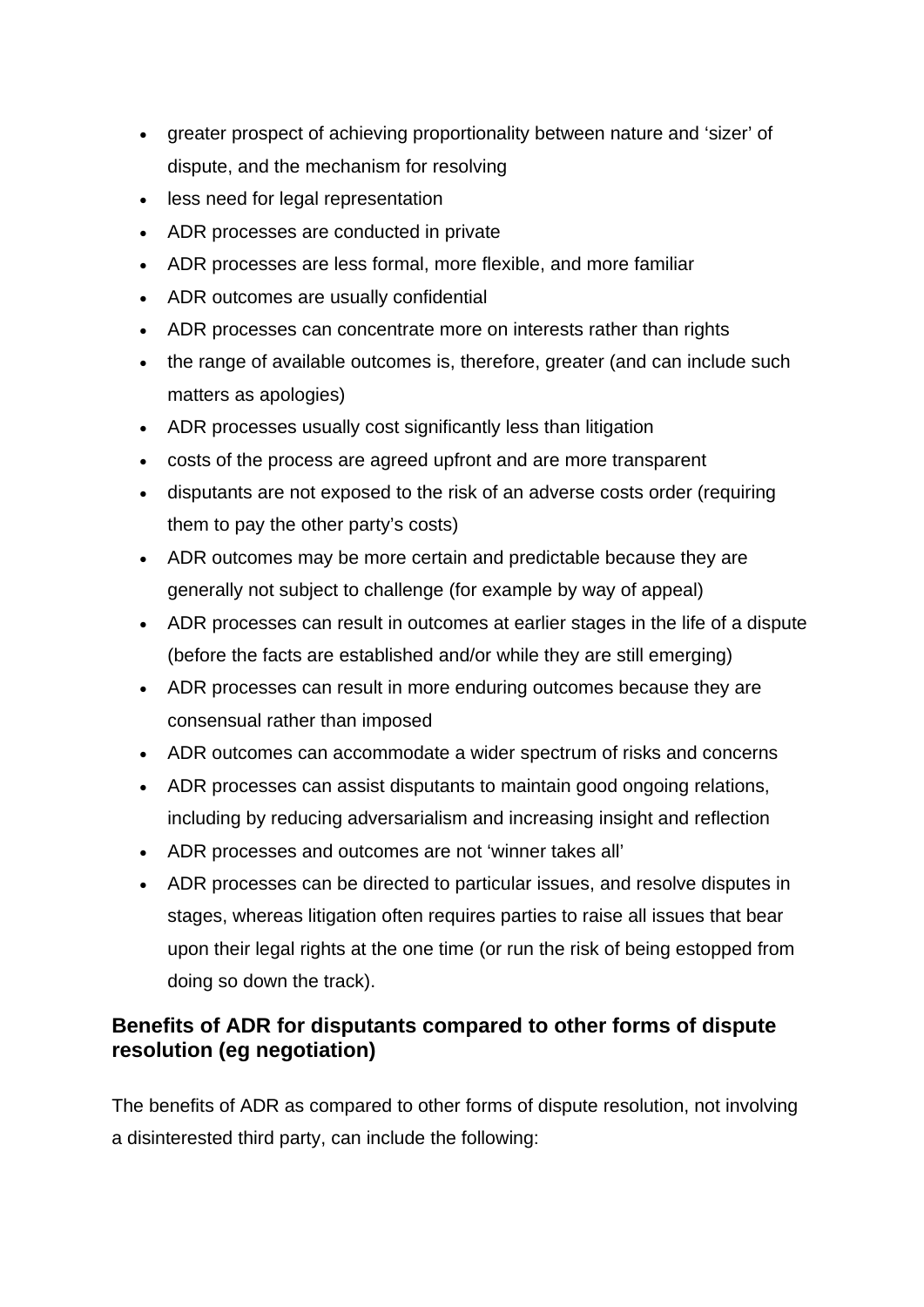- greater prospect of achieving proportionality between nature and 'sizer' of dispute, and the mechanism for resolving
- less need for legal representation
- ADR processes are conducted in private
- ADR processes are less formal, more flexible, and more familiar
- ADR outcomes are usually confidential
- ADR processes can concentrate more on interests rather than rights
- the range of available outcomes is, therefore, greater (and can include such matters as apologies)
- ADR processes usually cost significantly less than litigation
- costs of the process are agreed upfront and are more transparent
- disputants are not exposed to the risk of an adverse costs order (requiring them to pay the other party's costs)
- ADR outcomes may be more certain and predictable because they are generally not subject to challenge (for example by way of appeal)
- ADR processes can result in outcomes at earlier stages in the life of a dispute (before the facts are established and/or while they are still emerging)
- ADR processes can result in more enduring outcomes because they are consensual rather than imposed
- ADR outcomes can accommodate a wider spectrum of risks and concerns
- ADR processes can assist disputants to maintain good ongoing relations, including by reducing adversarialism and increasing insight and reflection
- ADR processes and outcomes are not 'winner takes all'
- ADR processes can be directed to particular issues, and resolve disputes in stages, whereas litigation often requires parties to raise all issues that bear upon their legal rights at the one time (or run the risk of being estopped from doing so down the track).

### Benefits of ADR for disputants compared to other forms of dispute resolution (eg negotiation)

The benefits of ADR as compared to other forms of dispute resolution, not involving a disinterested third party, can include the following: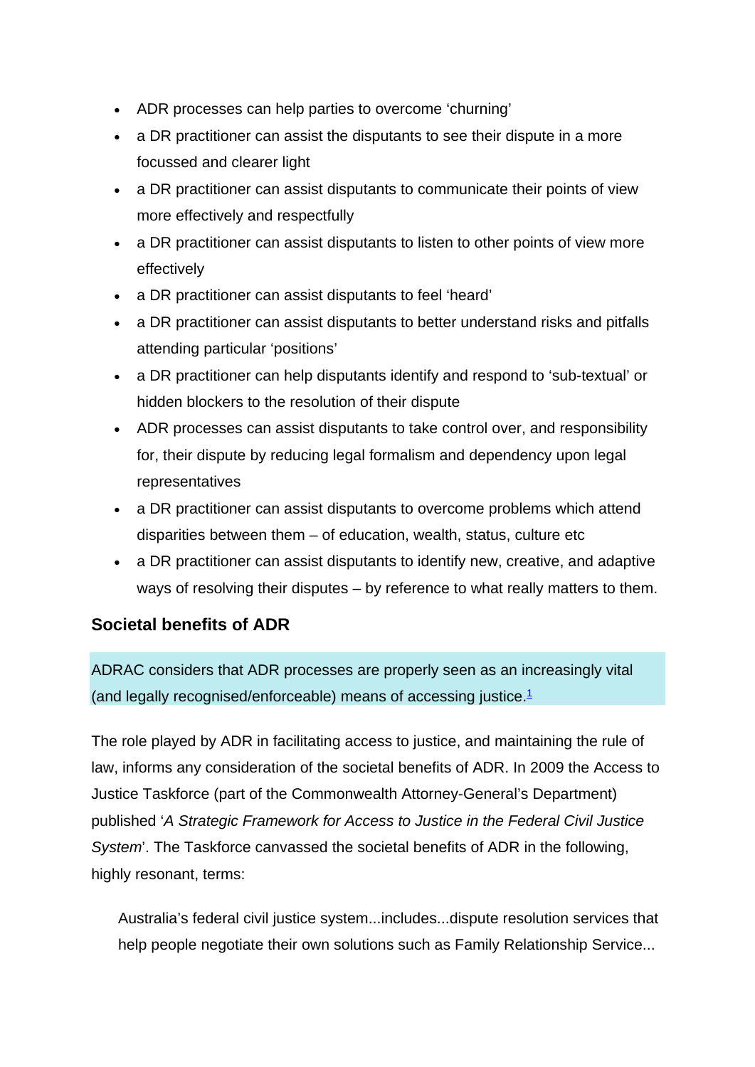- ADR processes can help parties to overcome 'churning'
- a DR practitioner can assist the disputants to see their dispute in a more focussed and clearer light
- a DR practitioner can assist disputants to communicate their points of view more effectively and respectfully
- a DR practitioner can assist disputants to listen to other points of view more effectively
- a DR practitioner can assist disputants to feel 'heard'
- a DR practitioner can assist disputants to better understand risks and pitfalls attending particular 'positions'
- a DR practitioner can help disputants identify and respond to 'sub-textual' or hidden blockers to the resolution of their dispute
- ADR processes can assist disputants to take control over, and responsibility for, their dispute by reducing legal formalism and dependency upon legal representatives
- a DR practitioner can assist disputants to overcome problems which attend disparities between them – of education, wealth, status, culture etc
- a DR practitioner can assist disputants to identify new, creative, and adaptive ways of resolving their disputes – by reference to what really matters to them.

## Societal benefits of ADR

ADRAC considers that ADR processes are properly seen as an increasingly vital (and legally recognised/enforceable) means of accessing justice.[1]

The role played by ADR in facilitating access to justice, and maintaining the rule of law, informs any consideration of the societal benefits of ADR. In 2009 the Access to Justice Taskforce (part of the Commonwealth Attorney-General's Department) published '*A Strategic Framework for Access to Justice in the Federal Civil Justice System*'. The Taskforce canvassed the societal benefits of ADR in the following, highly resonant, terms:

> Australia's federal civil justice system...includes...dispute resolution services that help people negotiate their own solutions such as Family Relationship Service...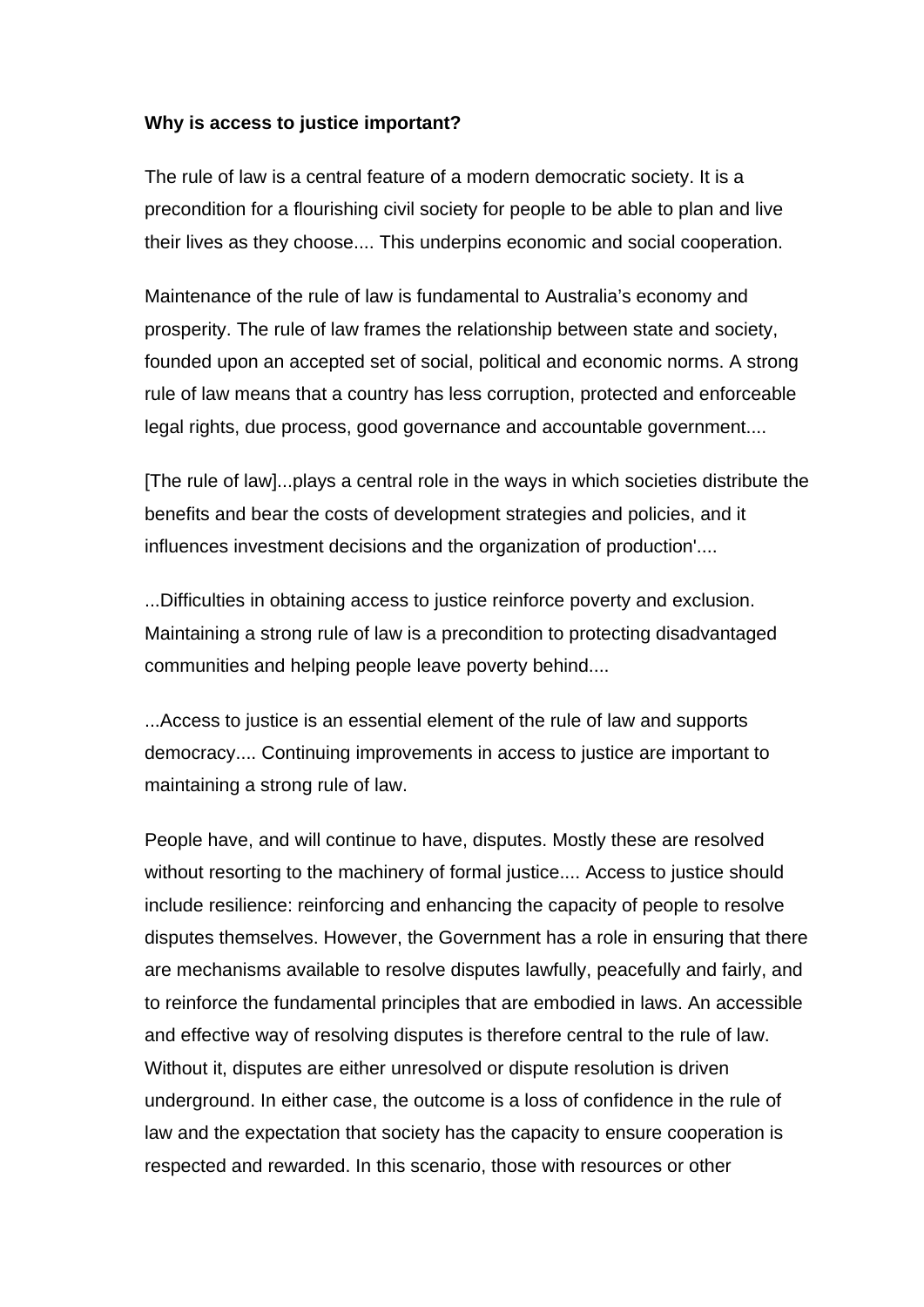**Why is access to justice important?**

The rule of law is a central feature of a modern democratic society. It is a precondition for a flourishing civil society for people to be able to plan and live their lives as they choose.... This underpins economic and social cooperation.

Maintenance of the rule of law is fundamental to Australia's economy and prosperity. The rule of law frames the relationship between state and society, founded upon an accepted set of social, political and economic norms. A strong rule of law means that a country has less corruption, protected and enforceable legal rights, due process, good governance and accountable government....

[The rule of law]...plays a central role in the ways in which societies distribute the benefits and bear the costs of development strategies and policies, and it influences investment decisions and the organization of production'....

...Difficulties in obtaining access to justice reinforce poverty and exclusion. Maintaining a strong rule of law is a precondition to protecting disadvantaged communities and helping people leave poverty behind....

...Access to justice is an essential element of the rule of law and supports democracy.... Continuing improvements in access to justice are important to maintaining a strong rule of law.

People have, and will continue to have, disputes. Mostly these are resolved without resorting to the machinery of formal justice.... Access to justice should include resilience: reinforcing and enhancing the capacity of people to resolve disputes themselves. However, the Government has a role in ensuring that there are mechanisms available to resolve disputes lawfully, peacefully and fairly, and to reinforce the fundamental principles that are embodied in laws. An accessible and effective way of resolving disputes is therefore central to the rule of law. Without it, disputes are either unresolved or dispute resolution is driven underground. In either case, the outcome is a loss of confidence in the rule of law and the expectation that society has the capacity to ensure cooperation is respected and rewarded. In this scenario, those with resources or other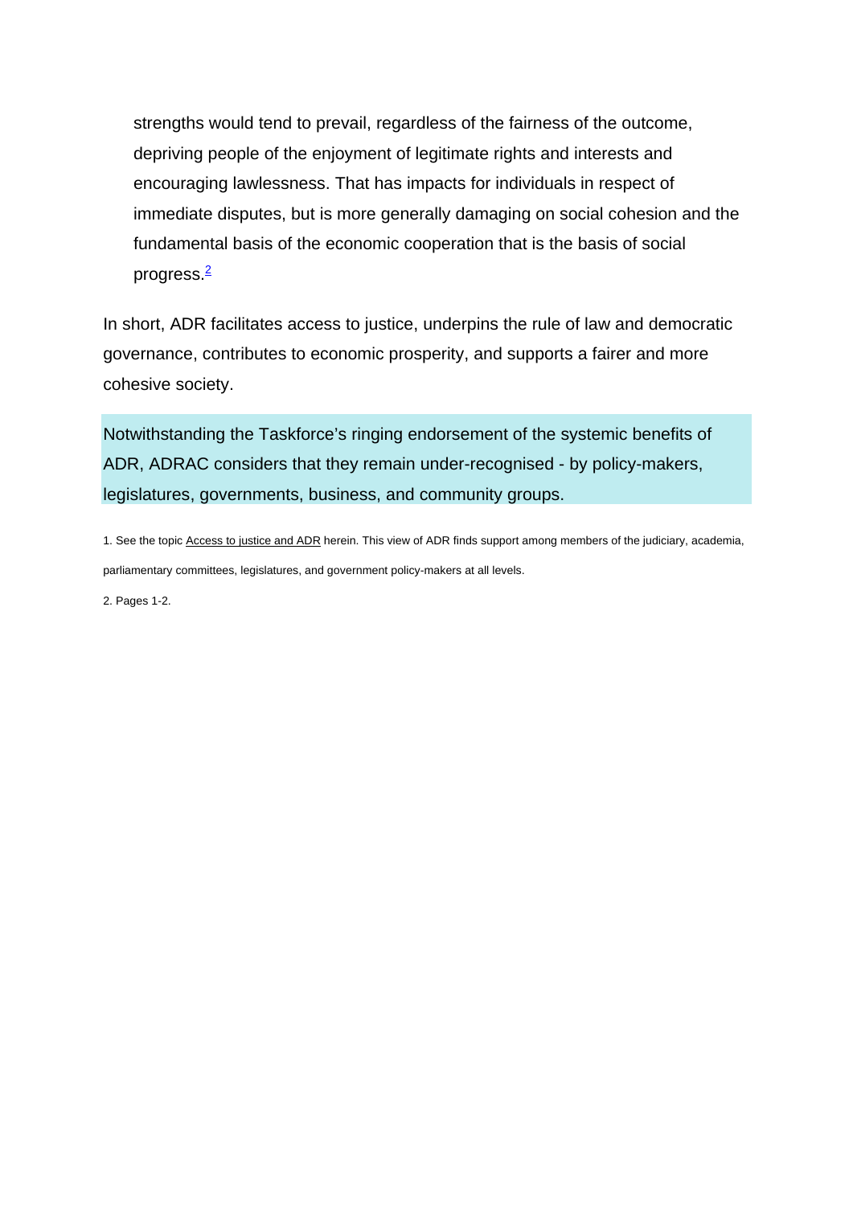> strengths would tend to prevail, regardless of the fairness of the outcome, depriving people of the enjoyment of legitimate rights and interests and encouraging lawlessness. That has impacts for individuals in respect of immediate disputes, but is more generally damaging on social cohesion and the fundamental basis of the economic cooperation that is the basis of social progress.[2]

In short, ADR facilitates access to justice, underpins the rule of law and democratic governance, contributes to economic prosperity, and supports a fairer and more cohesive society.

Notwithstanding the Taskforce's ringing endorsement of the systemic benefits of ADR, ADRAC considers that they remain under-recognised - by policy-makers, legislatures, governments, business, and community groups.

1. See the topic Access to justice and ADR herein. This view of ADR finds support among members of the judiciary, academia, parliamentary committees, legislatures, and government policy-makers at all levels.

2. Pages 1-2.